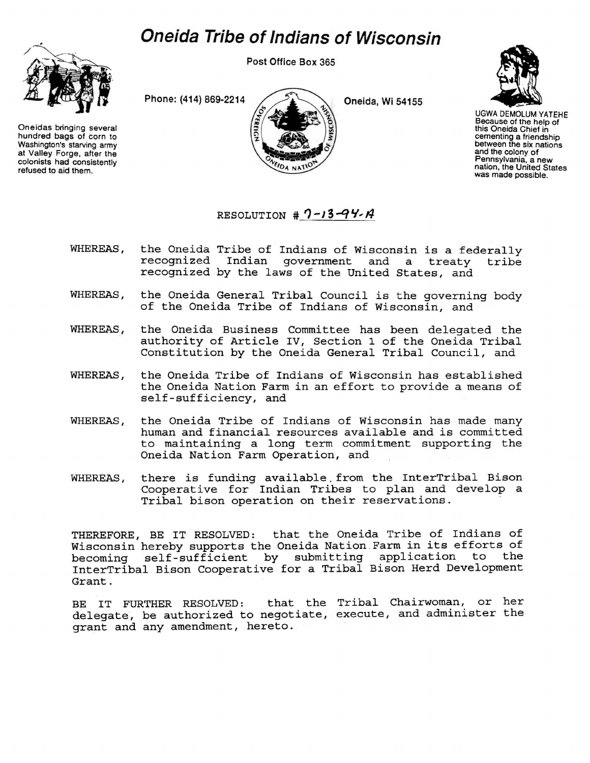# Oneida Tribe of Indians of Wisconsin

Post Office Box 365

Phone: (414) 869-2214

Oneida, Wi 54155

Oneidas bringing several hundred bags of corn to Washington's starving army at Valley Forge, after the colonists had consistently refused to aid them.

UGWA DEMOLUM YATEHE
Because of the help of this Oneida Chief in cementing a friendship between the six nations and the colony of Pennsylvania, a new nation, the United States was made possible.

RESOLUTION # 7-13-94-A

WHEREAS, the Oneida Tribe of Indians of Wisconsin is a federally recognized Indian government and a treaty tribe recognized by the laws of the United States, and

WHEREAS, the Oneida General Tribal Council is the governing body of the Oneida Tribe of Indians of Wisconsin, and

WHEREAS, the Oneida Business Committee has been delegated the authority of Article IV, Section 1 of the Oneida Tribal Constitution by the Oneida General Tribal Council, and

WHEREAS, the Oneida Tribe of Indians of Wisconsin has established the Oneida Nation Farm in an effort to provide a means of self-sufficiency, and

WHEREAS, the Oneida Tribe of Indians of Wisconsin has made many human and financial resources available and is committed to maintaining a long term commitment supporting the Oneida Nation Farm Operation, and

WHEREAS, there is funding available from the InterTribal Bison Cooperative for Indian Tribes to plan and develop a Tribal bison operation on their reservations.

THEREFORE, BE IT RESOLVED: that the Oneida Tribe of Indians of Wisconsin hereby supports the Oneida Nation Farm in its efforts of becoming self-sufficient by submitting application to the InterTribal Bison Cooperative for a Tribal Bison Herd Development Grant.

BE IT FURTHER RESOLVED: that the Tribal Chairwoman, or her delegate, be authorized to negotiate, execute, and administer the grant and any amendment, hereto.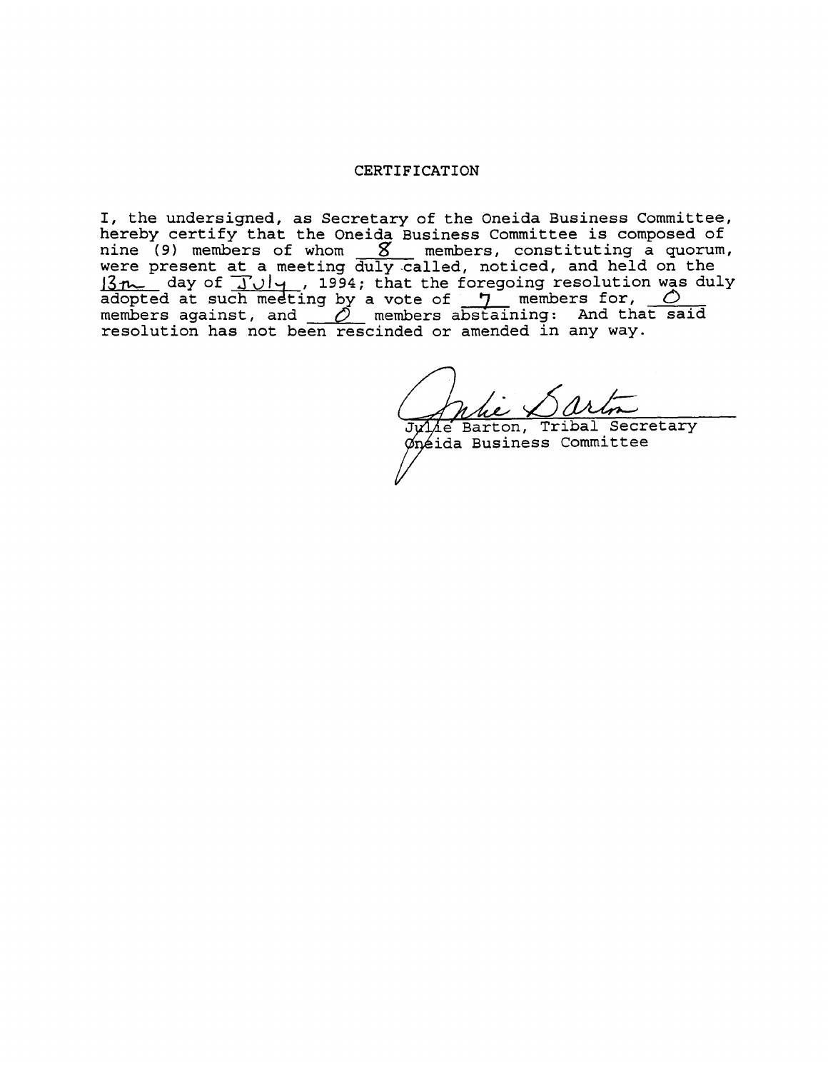## CERTIFICATION

I, the undersigned, as Secretary of the Oneida Business Committee, hereby certify that the Oneida Business Committee is composed of nine (9) members of whom 8 members, constituting a quorum, were present at a meeting duly called, noticed, and held on the 13th day of July, 1994; that the foregoing resolution was duly adopted at such meeting by a vote of 7 members for, 0 members against, and 0 members abstaining: And that said resolution has not been rescinded or amended in any way.

Julie Barton, Tribal Secretary
Oneida Business Committee